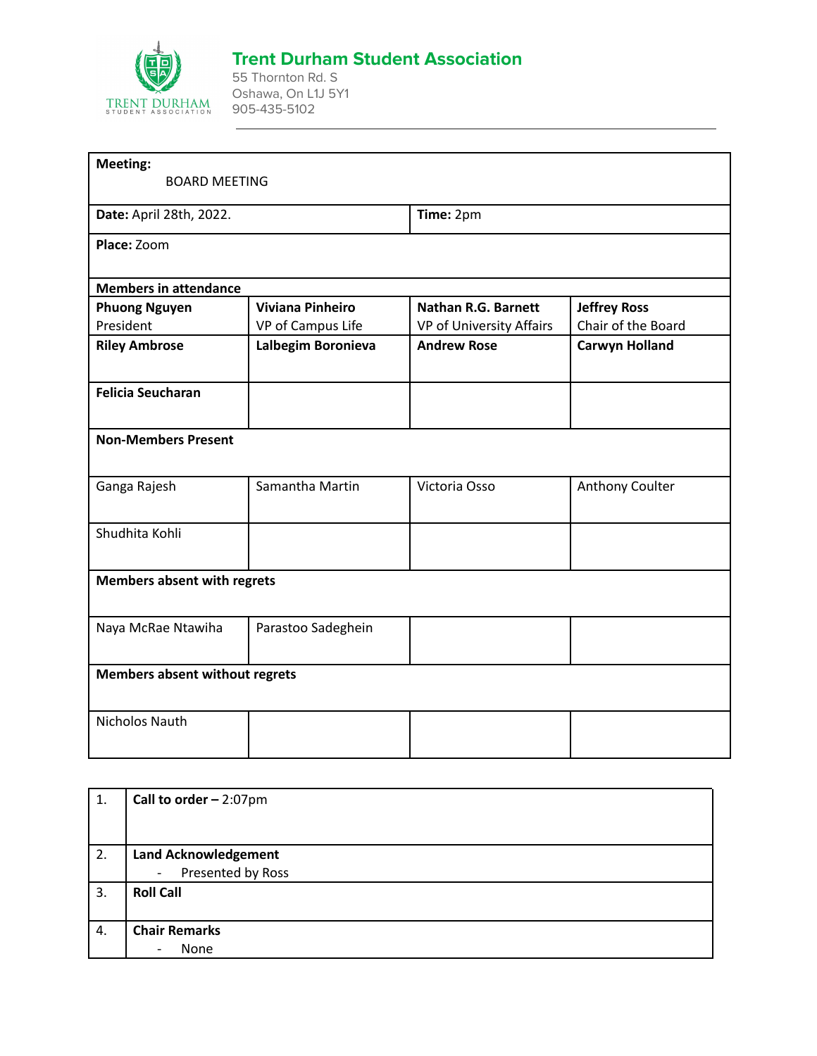# Trent Durham Student Association

55 Thornton Rd. S
Oshawa, On L1J 5Y1
905-435-5102

| **Meeting:** BOARD MEETING | | | |
|---|---|---|---|
| **Date:** April 28th, 2022. | | **Time:** 2pm | |
| **Place:** Zoom | | | |
| **Members in attendance** | | | |
| **Phuong Nguyen** President | **Viviana Pinheiro** VP of Campus Life | **Nathan R.G. Barnett** VP of University Affairs | **Jeffrey Ross** Chair of the Board |
| **Riley Ambrose** | **Lalbegim Boronieva** | **Andrew Rose** | **Carwyn Holland** |
| **Felicia Seucharan** | | | |
| **Non-Members Present** | | | |
| Ganga Rajesh | Samantha Martin | Victoria Osso | Anthony Coulter |
| Shudhita Kohli | | | |
| **Members absent with regrets** | | | |
| Naya McRae Ntawiha | Parastoo Sadeghein | | |
| **Members absent without regrets** | | | |
| Nicholos Nauth | | | |

| | |
|---|---|
| 1. | **Call to order –** 2:07pm |
| 2. | **Land Acknowledgement**<br>- Presented by Ross |
| 3. | **Roll Call** |
| 4. | **Chair Remarks**<br>- None |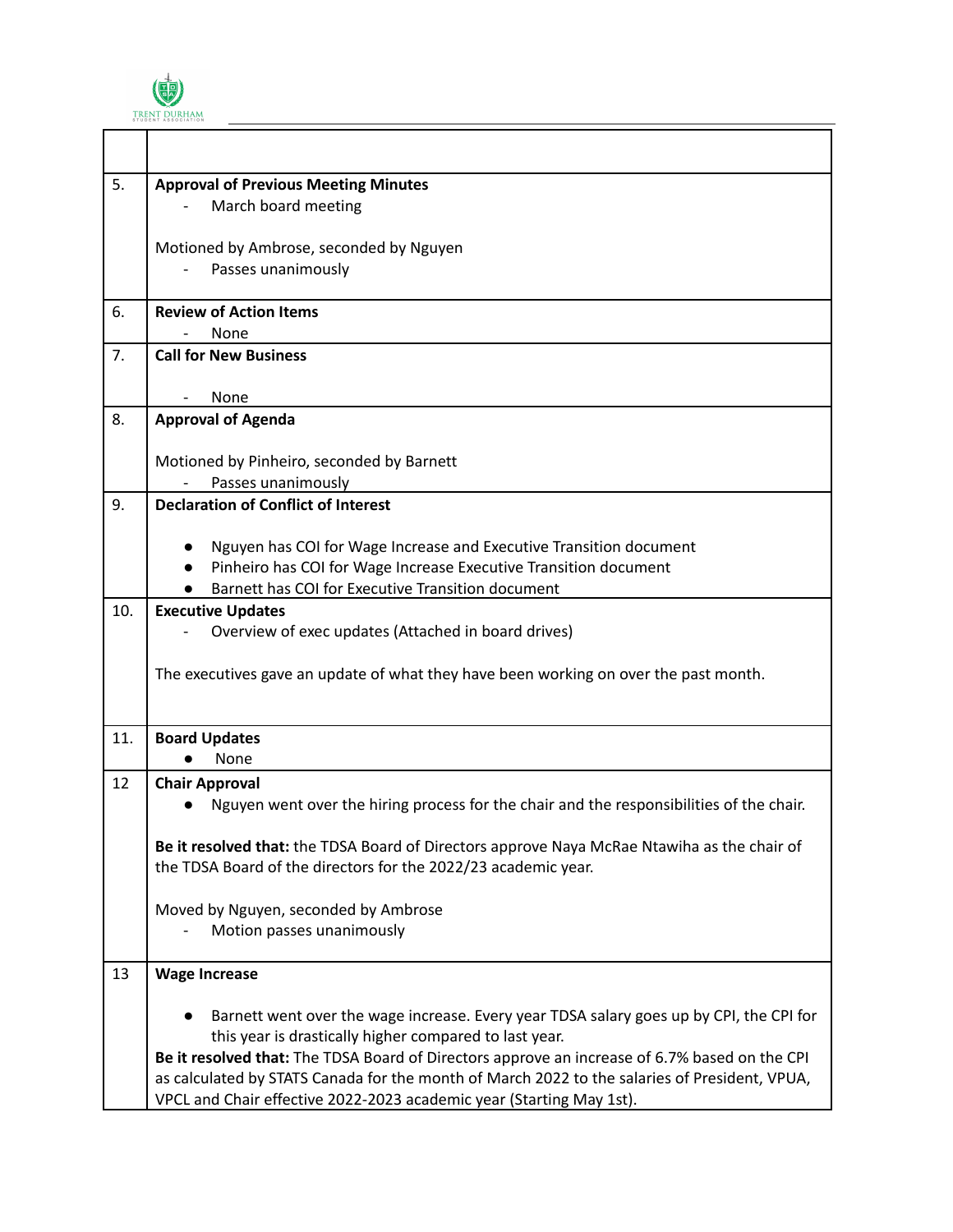| | |
|---|---|
| | |
| 5. | **Approval of Previous Meeting Minutes**<br>- March board meeting<br><br>Motioned by Ambrose, seconded by Nguyen<br>- Passes unanimously |
| 6. | **Review of Action Items**<br>- None |
| 7. | **Call for New Business**<br><br>- None |
| 8. | **Approval of Agenda**<br><br>Motioned by Pinheiro, seconded by Barnett<br>- Passes unanimously |
| 9. | **Declaration of Conflict of Interest**<br><br>● Nguyen has COI for Wage Increase and Executive Transition document<br>● Pinheiro has COI for Wage Increase Executive Transition document<br>● Barnett has COI for Executive Transition document |
| 10. | **Executive Updates**<br>- Overview of exec updates (Attached in board drives)<br><br>The executives gave an update of what they have been working on over the past month. |
| 11. | **Board Updates**<br>● None |
| 12 | **Chair Approval**<br>● Nguyen went over the hiring process for the chair and the responsibilities of the chair.<br><br>**Be it resolved that:** the TDSA Board of Directors approve Naya McRae Ntawiha as the chair of the TDSA Board of the directors for the 2022/23 academic year.<br><br>Moved by Nguyen, seconded by Ambrose<br>- Motion passes unanimously |
| 13 | **Wage Increase**<br><br>● Barnett went over the wage increase. Every year TDSA salary goes up by CPI, the CPI for this year is drastically higher compared to last year.<br>**Be it resolved that:** The TDSA Board of Directors approve an increase of 6.7% based on the CPI as calculated by STATS Canada for the month of March 2022 to the salaries of President, VPUA, VPCL and Chair effective 2022-2023 academic year (Starting May 1st). |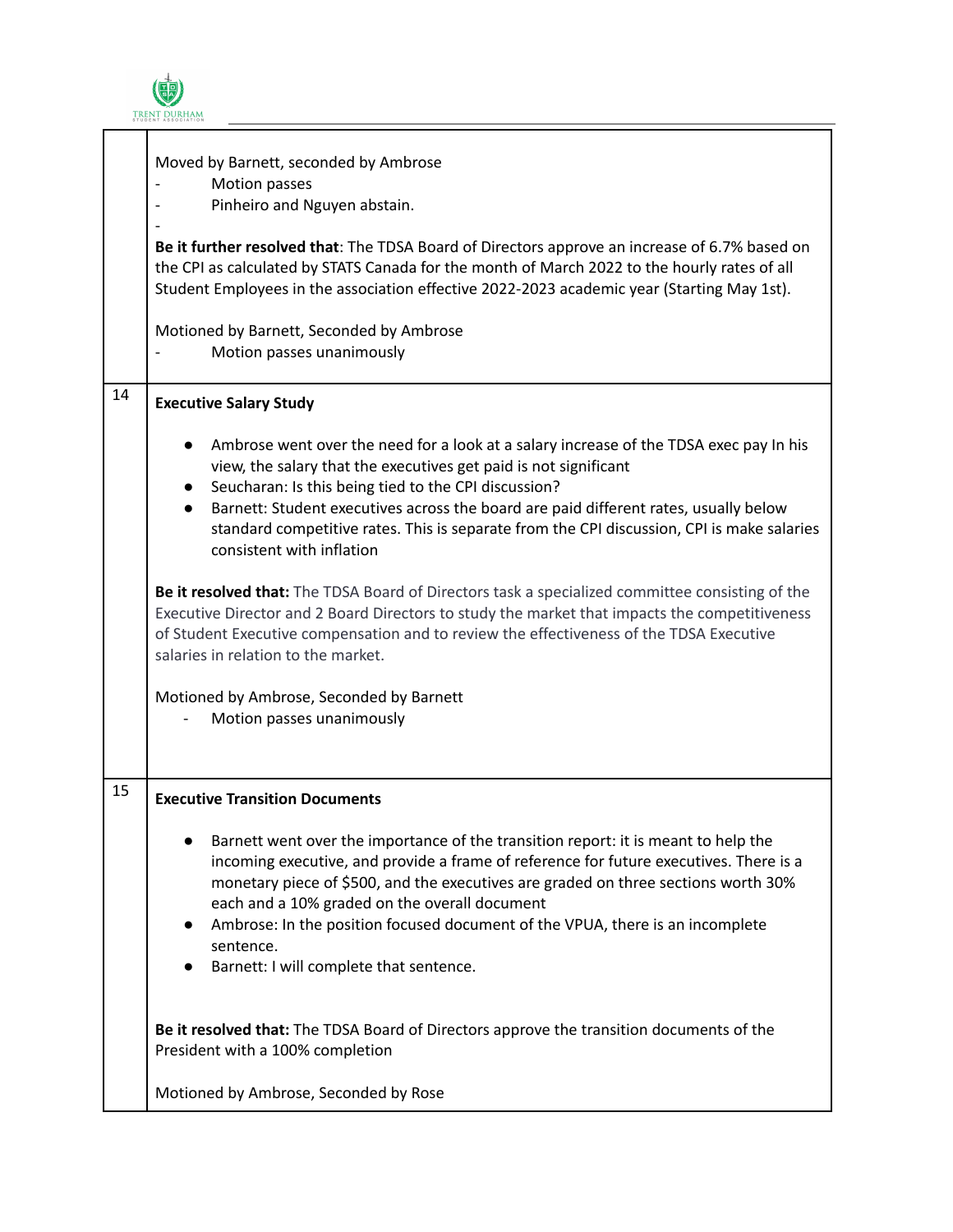| | |
|---|---|
| | Moved by Barnett, seconded by Ambrose<br>- Motion passes<br>- Pinheiro and Nguyen abstain.<br>-<br>**Be it further resolved that**: The TDSA Board of Directors approve an increase of 6.7% based on the CPI as calculated by STATS Canada for the month of March 2022 to the hourly rates of all Student Employees in the association effective 2022-2023 academic year (Starting May 1st).<br><br>Motioned by Barnett, Seconded by Ambrose<br>- Motion passes unanimously |
| 14 | **Executive Salary Study**<br><br>• Ambrose went over the need for a look at a salary increase of the TDSA exec pay In his view, the salary that the executives get paid is not significant<br>• Seucharan: Is this being tied to the CPI discussion?<br>• Barnett: Student executives across the board are paid different rates, usually below standard competitive rates. This is separate from the CPI discussion, CPI is make salaries consistent with inflation<br><br>**Be it resolved that:** The TDSA Board of Directors task a specialized committee consisting of the Executive Director and 2 Board Directors to study the market that impacts the competitiveness of Student Executive compensation and to review the effectiveness of the TDSA Executive salaries in relation to the market.<br><br>Motioned by Ambrose, Seconded by Barnett<br>- Motion passes unanimously |
| 15 | **Executive Transition Documents**<br><br>• Barnett went over the importance of the transition report: it is meant to help the incoming executive, and provide a frame of reference for future executives. There is a monetary piece of $500, and the executives are graded on three sections worth 30% each and a 10% graded on the overall document<br>• Ambrose: In the position focused document of the VPUA, there is an incomplete sentence.<br>• Barnett: I will complete that sentence.<br><br>**Be it resolved that:** The TDSA Board of Directors approve the transition documents of the President with a 100% completion<br><br>Motioned by Ambrose, Seconded by Rose |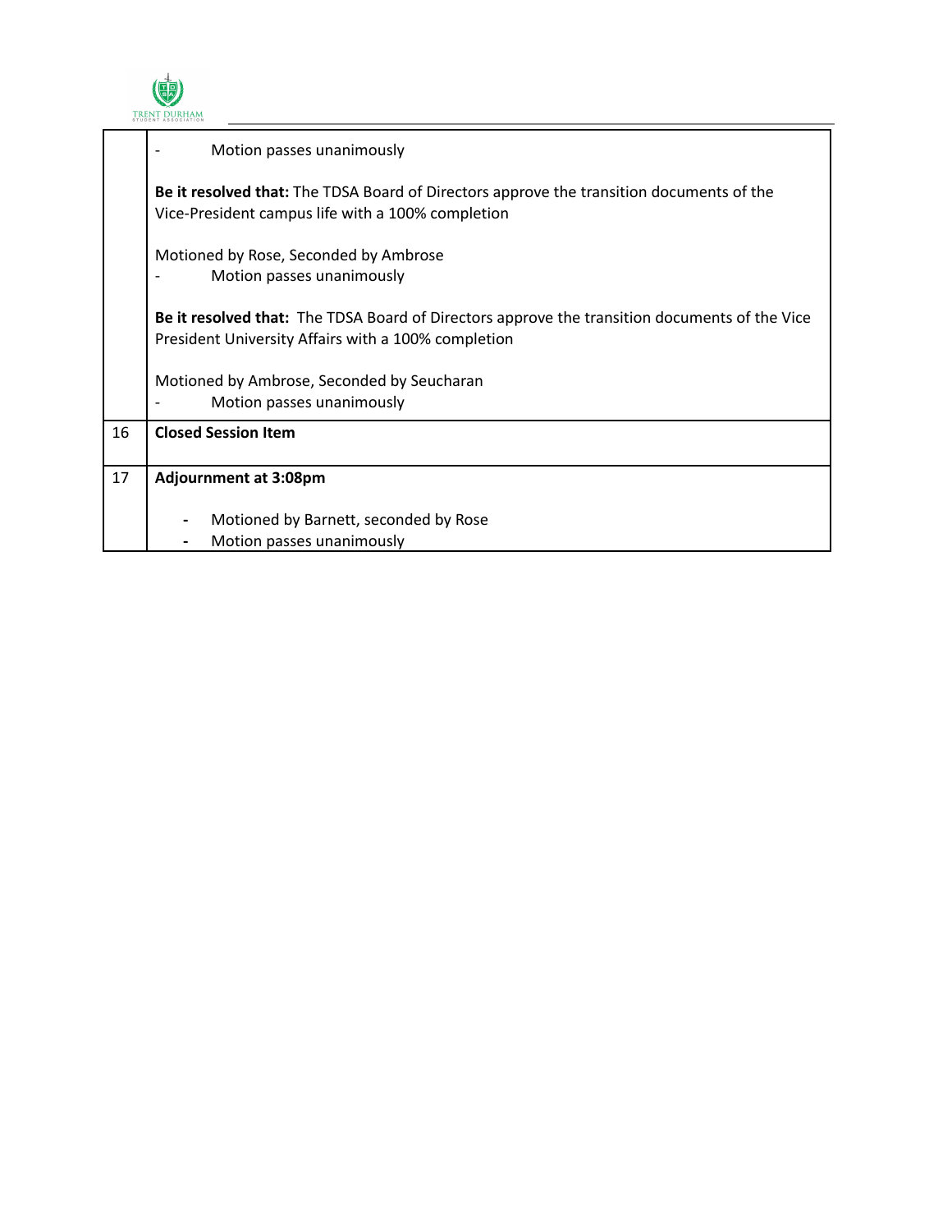| | |
|---|---|
| | - Motion passes unanimously<br><br>**Be it resolved that:** The TDSA Board of Directors approve the transition documents of the Vice-President campus life with a 100% completion<br><br>Motioned by Rose, Seconded by Ambrose<br>- Motion passes unanimously<br><br>**Be it resolved that:** The TDSA Board of Directors approve the transition documents of the Vice President University Affairs with a 100% completion<br><br>Motioned by Ambrose, Seconded by Seucharan<br>- Motion passes unanimously |
| 16 | **Closed Session Item** |
| 17 | **Adjournment at 3:08pm**<br><br>- Motioned by Barnett, seconded by Rose<br>- Motion passes unanimously |